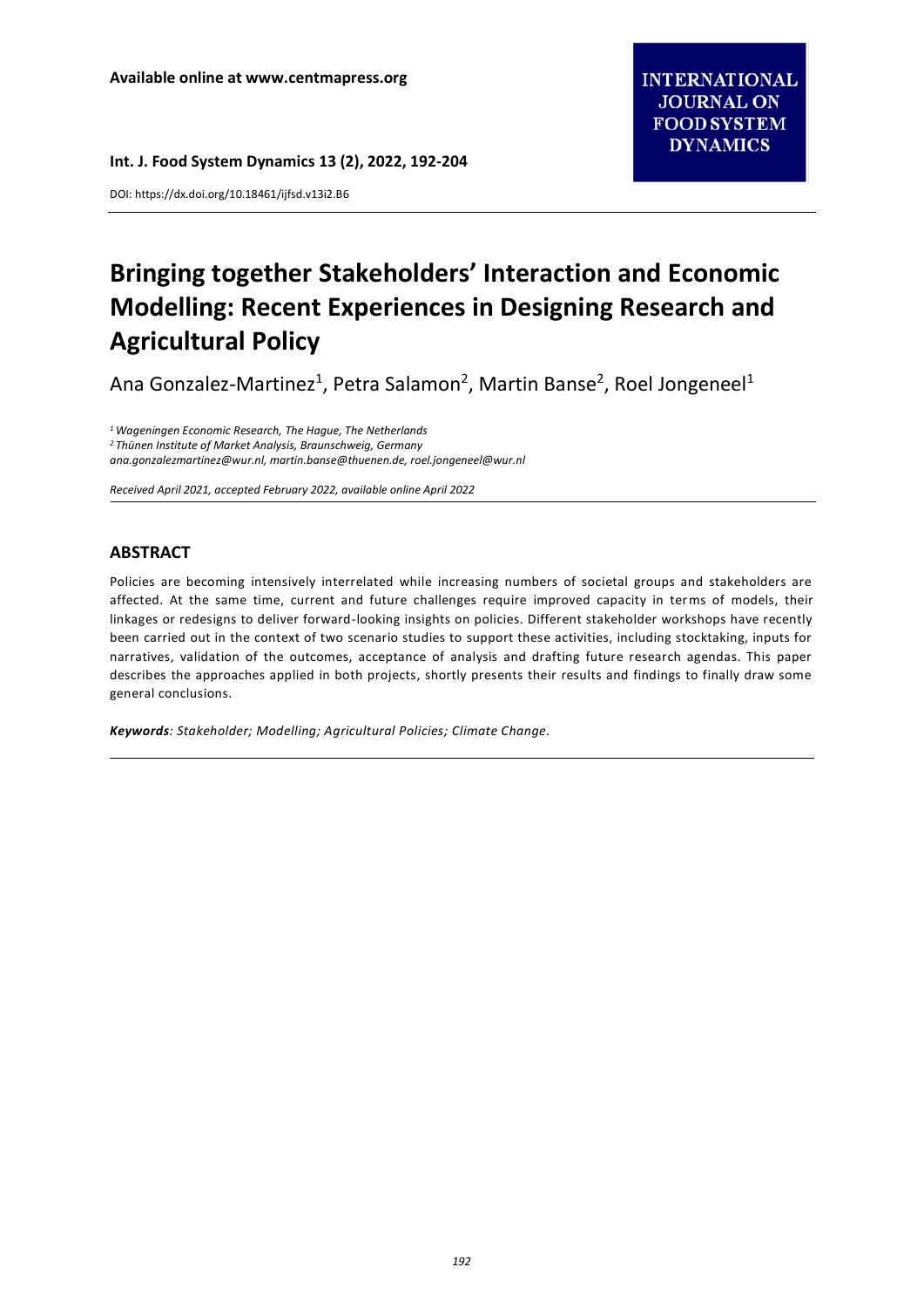Available online at www.centmapress.org

**INTERNATIONAL JOURNAL ON FOOD SYSTEM DYNAMICS**

DOI: https://dx.doi.org/10.18461/ijfsd.v13i2.B6

# Bringing together Stakeholders' Interaction and Economic Modelling: Recent Experiences in Designing Research and Agricultural Policy

Ana Gonzalez-Martinez[1], Petra Salamon[2], Martin Banse[2], Roel Jongeneel[1]

*[1] Wageningen Economic Research, The Hague, The Netherlands*
*[2] Thünen Institute of Market Analysis, Braunschweig, Germany*
*ana.gonzalezmartinez@wur.nl, martin.banse@thuenen.de, roel.jongeneel@wur.nl*

*Received April 2021, accepted February 2022, available online April 2022*

## ABSTRACT

Policies are becoming intensively interrelated while increasing numbers of societal groups and stakeholders are affected. At the same time, current and future challenges require improved capacity in terms of models, their linkages or redesigns to deliver forward-looking insights on policies. Different stakeholder workshops have recently been carried out in the context of two scenario studies to support these activities, including stocktaking, inputs for narratives, validation of the outcomes, acceptance of analysis and drafting future research agendas. This paper describes the approaches applied in both projects, shortly presents their results and findings to finally draw some general conclusions.

***Keywords**: Stakeholder; Modelling; Agricultural Policies; Climate Change.*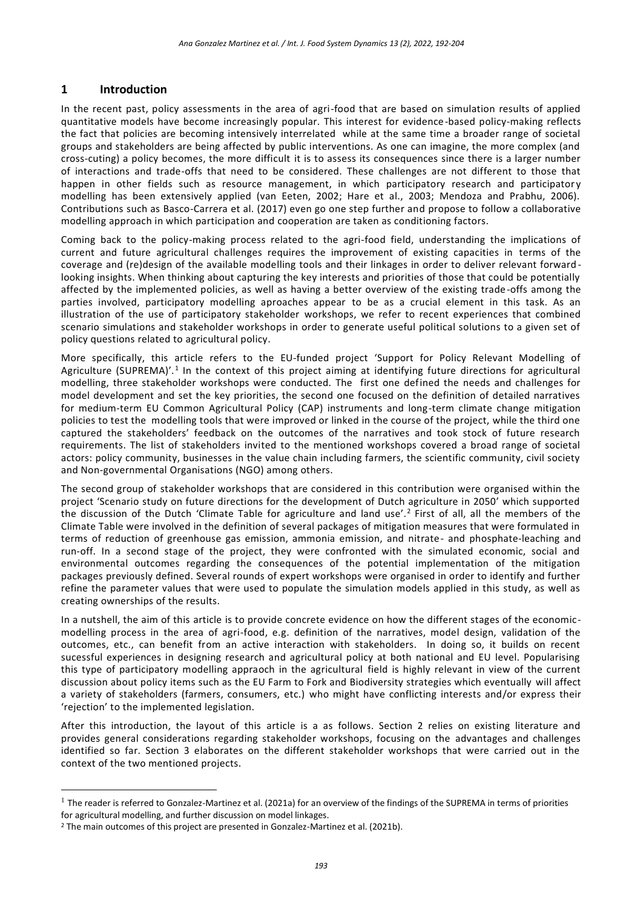## 1 Introduction

In the recent past, policy assessments in the area of agri-food that are based on simulation results of applied quantitative models have become increasingly popular. This interest for evidence-based policy-making reflects the fact that policies are becoming intensively interrelated while at the same time a broader range of societal groups and stakeholders are being affected by public interventions. As one can imagine, the more complex (and cross-cuting) a policy becomes, the more difficult it is to assess its consequences since there is a larger number of interactions and trade-offs that need to be considered. These challenges are not different to those that happen in other fields such as resource management, in which participatory research and participatory modelling has been extensively applied (van Eeten, 2002; Hare et al., 2003; Mendoza and Prabhu, 2006). Contributions such as Basco-Carrera et al. (2017) even go one step further and propose to follow a collaborative modelling approach in which participation and cooperation are taken as conditioning factors.

Coming back to the policy-making process related to the agri-food field, understanding the implications of current and future agricultural challenges requires the improvement of existing capacities in terms of the coverage and (re)design of the available modelling tools and their linkages in order to deliver relevant forward-looking insights. When thinking about capturing the key interests and priorities of those that could be potentially affected by the implemented policies, as well as having a better overview of the existing trade-offs among the parties involved, participatory modelling aproaches appear to be as a crucial element in this task. As an illustration of the use of participatory stakeholder workshops, we refer to recent experiences that combined scenario simulations and stakeholder workshops in order to generate useful political solutions to a given set of policy questions related to agricultural policy.

More specifically, this article refers to the EU-funded project 'Support for Policy Relevant Modelling of Agriculture (SUPREMA)'.[1] In the context of this project aiming at identifying future directions for agricultural modelling, three stakeholder workshops were conducted. The first one defined the needs and challenges for model development and set the key priorities, the second one focused on the definition of detailed narratives for medium-term EU Common Agricultural Policy (CAP) instruments and long-term climate change mitigation policies to test the modelling tools that were improved or linked in the course of the project, while the third one captured the stakeholders' feedback on the outcomes of the narratives and took stock of future research requirements. The list of stakeholders invited to the mentioned workshops covered a broad range of societal actors: policy community, businesses in the value chain including farmers, the scientific community, civil society and Non-governmental Organisations (NGO) among others.

The second group of stakeholder workshops that are considered in this contribution were organised within the project 'Scenario study on future directions for the development of Dutch agriculture in 2050' which supported the discussion of the Dutch 'Climate Table for agriculture and land use'.[2] First of all, all the members of the Climate Table were involved in the definition of several packages of mitigation measures that were formulated in terms of reduction of greenhouse gas emission, ammonia emission, and nitrate- and phosphate-leaching and run-off. In a second stage of the project, they were confronted with the simulated economic, social and environmental outcomes regarding the consequences of the potential implementation of the mitigation packages previously defined. Several rounds of expert workshops were organised in order to identify and further refine the parameter values that were used to populate the simulation models applied in this study, as well as creating ownerships of the results.

In a nutshell, the aim of this article is to provide concrete evidence on how the different stages of the economic-modelling process in the area of agri-food, e.g. definition of the narratives, model design, validation of the outcomes, etc., can benefit from an active interaction with stakeholders. In doing so, it builds on recent sucessful experiences in designing research and agricultural policy at both national and EU level. Popularising this type of participatory modelling appraoch in the agricultural field is highly relevant in view of the current discussion about policy items such as the EU Farm to Fork and Biodiversity strategies which eventually will affect a variety of stakeholders (farmers, consumers, etc.) who might have conflicting interests and/or express their 'rejection' to the implemented legislation.

After this introduction, the layout of this article is a as follows. Section 2 relies on existing literature and provides general considerations regarding stakeholder workshops, focusing on the advantages and challenges identified so far. Section 3 elaborates on the different stakeholder workshops that were carried out in the context of the two mentioned projects.

[1] The reader is referred to Gonzalez-Martinez et al. (2021a) for an overview of the findings of the SUPREMA in terms of priorities for agricultural modelling, and further discussion on model linkages.

[2] The main outcomes of this project are presented in Gonzalez-Martinez et al. (2021b).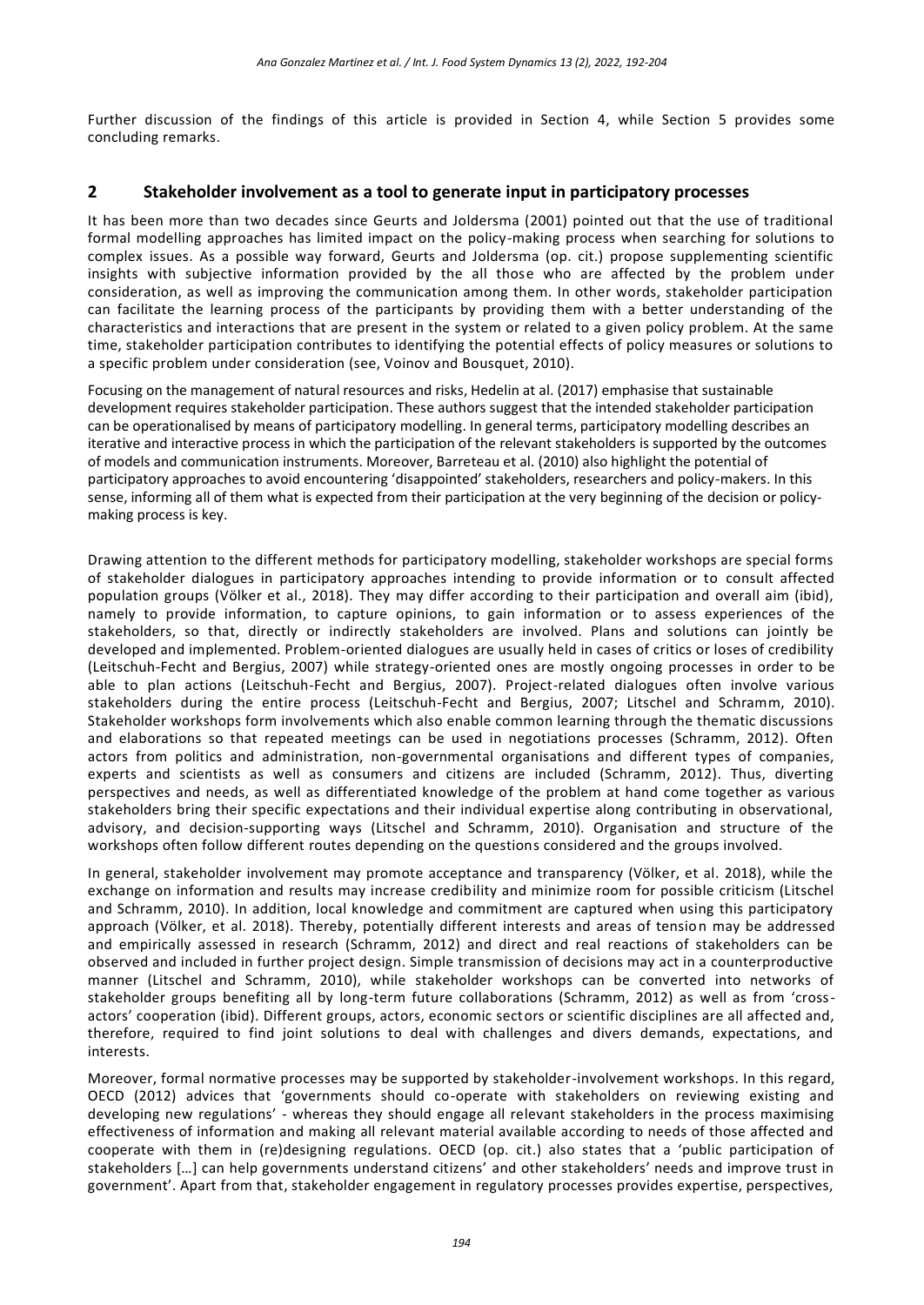Further discussion of the findings of this article is provided in Section 4, while Section 5 provides some concluding remarks.

## 2 Stakeholder involvement as a tool to generate input in participatory processes

It has been more than two decades since Geurts and Joldersma (2001) pointed out that the use of traditional formal modelling approaches has limited impact on the policy-making process when searching for solutions to complex issues. As a possible way forward, Geurts and Joldersma (op. cit.) propose supplementing scientific insights with subjective information provided by the all those who are affected by the problem under consideration, as well as improving the communication among them. In other words, stakeholder participation can facilitate the learning process of the participants by providing them with a better understanding of the characteristics and interactions that are present in the system or related to a given policy problem. At the same time, stakeholder participation contributes to identifying the potential effects of policy measures or solutions to a specific problem under consideration (see, Voinov and Bousquet, 2010).

Focusing on the management of natural resources and risks, Hedelin at al. (2017) emphasise that sustainable development requires stakeholder participation. These authors suggest that the intended stakeholder participation can be operationalised by means of participatory modelling. In general terms, participatory modelling describes an iterative and interactive process in which the participation of the relevant stakeholders is supported by the outcomes of models and communication instruments. Moreover, Barreteau et al. (2010) also highlight the potential of participatory approaches to avoid encountering 'disappointed' stakeholders, researchers and policy-makers. In this sense, informing all of them what is expected from their participation at the very beginning of the decision or policy-making process is key.

Drawing attention to the different methods for participatory modelling, stakeholder workshops are special forms of stakeholder dialogues in participatory approaches intending to provide information or to consult affected population groups (Völker et al., 2018). They may differ according to their participation and overall aim (ibid), namely to provide information, to capture opinions, to gain information or to assess experiences of the stakeholders, so that, directly or indirectly stakeholders are involved. Plans and solutions can jointly be developed and implemented. Problem-oriented dialogues are usually held in cases of critics or loses of credibility (Leitschuh-Fecht and Bergius, 2007) while strategy-oriented ones are mostly ongoing processes in order to be able to plan actions (Leitschuh-Fecht and Bergius, 2007). Project-related dialogues often involve various stakeholders during the entire process (Leitschuh-Fecht and Bergius, 2007; Litschel and Schramm, 2010). Stakeholder workshops form involvements which also enable common learning through the thematic discussions and elaborations so that repeated meetings can be used in negotiations processes (Schramm, 2012). Often actors from politics and administration, non-governmental organisations and different types of companies, experts and scientists as well as consumers and citizens are included (Schramm, 2012). Thus, diverting perspectives and needs, as well as differentiated knowledge of the problem at hand come together as various stakeholders bring their specific expectations and their individual expertise along contributing in observational, advisory, and decision-supporting ways (Litschel and Schramm, 2010). Organisation and structure of the workshops often follow different routes depending on the questions considered and the groups involved.

In general, stakeholder involvement may promote acceptance and transparency (Völker, et al. 2018), while the exchange on information and results may increase credibility and minimize room for possible criticism (Litschel and Schramm, 2010). In addition, local knowledge and commitment are captured when using this participatory approach (Völker, et al. 2018). Thereby, potentially different interests and areas of tension may be addressed and empirically assessed in research (Schramm, 2012) and direct and real reactions of stakeholders can be observed and included in further project design. Simple transmission of decisions may act in a counterproductive manner (Litschel and Schramm, 2010), while stakeholder workshops can be converted into networks of stakeholder groups benefiting all by long-term future collaborations (Schramm, 2012) as well as from 'cross-actors' cooperation (ibid). Different groups, actors, economic sectors or scientific disciplines are all affected and, therefore, required to find joint solutions to deal with challenges and divers demands, expectations, and interests.

Moreover, formal normative processes may be supported by stakeholder-involvement workshops. In this regard, OECD (2012) advices that 'governments should co-operate with stakeholders on reviewing existing and developing new regulations' - whereas they should engage all relevant stakeholders in the process maximising effectiveness of information and making all relevant material available according to needs of those affected and cooperate with them in (re)designing regulations. OECD (op. cit.) also states that a 'public participation of stakeholders […] can help governments understand citizens' and other stakeholders' needs and improve trust in government'. Apart from that, stakeholder engagement in regulatory processes provides expertise, perspectives,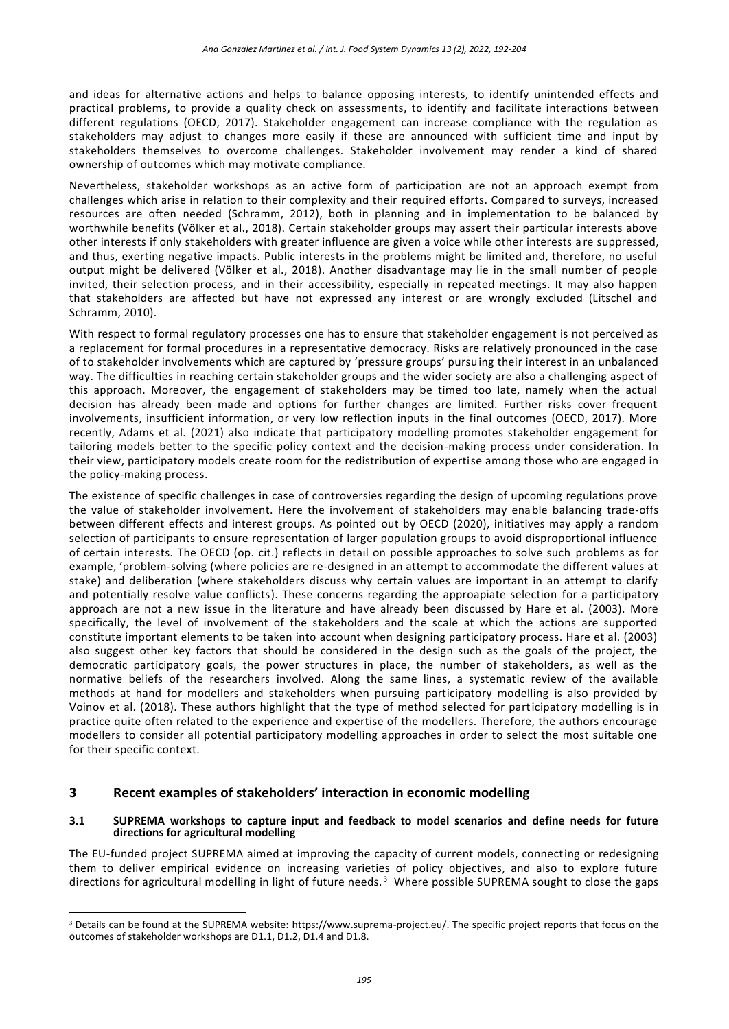and ideas for alternative actions and helps to balance opposing interests, to identify unintended effects and practical problems, to provide a quality check on assessments, to identify and facilitate interactions between different regulations (OECD, 2017). Stakeholder engagement can increase compliance with the regulation as stakeholders may adjust to changes more easily if these are announced with sufficient time and input by stakeholders themselves to overcome challenges. Stakeholder involvement may render a kind of shared ownership of outcomes which may motivate compliance.

Nevertheless, stakeholder workshops as an active form of participation are not an approach exempt from challenges which arise in relation to their complexity and their required efforts. Compared to surveys, increased resources are often needed (Schramm, 2012), both in planning and in implementation to be balanced by worthwhile benefits (Völker et al., 2018). Certain stakeholder groups may assert their particular interests above other interests if only stakeholders with greater influence are given a voice while other interests are suppressed, and thus, exerting negative impacts. Public interests in the problems might be limited and, therefore, no useful output might be delivered (Völker et al., 2018). Another disadvantage may lie in the small number of people invited, their selection process, and in their accessibility, especially in repeated meetings. It may also happen that stakeholders are affected but have not expressed any interest or are wrongly excluded (Litschel and Schramm, 2010).

With respect to formal regulatory processes one has to ensure that stakeholder engagement is not perceived as a replacement for formal procedures in a representative democracy. Risks are relatively pronounced in the case of to stakeholder involvements which are captured by 'pressure groups' pursuing their interest in an unbalanced way. The difficulties in reaching certain stakeholder groups and the wider society are also a challenging aspect of this approach. Moreover, the engagement of stakeholders may be timed too late, namely when the actual decision has already been made and options for further changes are limited. Further risks cover frequent involvements, insufficient information, or very low reflection inputs in the final outcomes (OECD, 2017). More recently, Adams et al. (2021) also indicate that participatory modelling promotes stakeholder engagement for tailoring models better to the specific policy context and the decision-making process under consideration. In their view, participatory models create room for the redistribution of expertise among those who are engaged in the policy-making process.

The existence of specific challenges in case of controversies regarding the design of upcoming regulations prove the value of stakeholder involvement. Here the involvement of stakeholders may enable balancing trade-offs between different effects and interest groups. As pointed out by OECD (2020), initiatives may apply a random selection of participants to ensure representation of larger population groups to avoid disproportional influence of certain interests. The OECD (op. cit.) reflects in detail on possible approaches to solve such problems as for example, 'problem-solving (where policies are re-designed in an attempt to accommodate the different values at stake) and deliberation (where stakeholders discuss why certain values are important in an attempt to clarify and potentially resolve value conflicts). These concerns regarding the approapiate selection for a participatory approach are not a new issue in the literature and have already been discussed by Hare et al. (2003). More specifically, the level of involvement of the stakeholders and the scale at which the actions are supported constitute important elements to be taken into account when designing participatory process. Hare et al. (2003) also suggest other key factors that should be considered in the design such as the goals of the project, the democratic participatory goals, the power structures in place, the number of stakeholders, as well as the normative beliefs of the researchers involved. Along the same lines, a systematic review of the available methods at hand for modellers and stakeholders when pursuing participatory modelling is also provided by Voinov et al. (2018). These authors highlight that the type of method selected for participatory modelling is in practice quite often related to the experience and expertise of the modellers. Therefore, the authors encourage modellers to consider all potential participatory modelling approaches in order to select the most suitable one for their specific context.

## 3 Recent examples of stakeholders' interaction in economic modelling

### 3.1 SUPREMA workshops to capture input and feedback to model scenarios and define needs for future directions for agricultural modelling

The EU-funded project SUPREMA aimed at improving the capacity of current models, connecting or redesigning them to deliver empirical evidence on increasing varieties of policy objectives, and also to explore future directions for agricultural modelling in light of future needs.[3] Where possible SUPREMA sought to close the gaps

[3] Details can be found at the SUPREMA website: https://www.suprema-project.eu/. The specific project reports that focus on the outcomes of stakeholder workshops are D1.1, D1.2, D1.4 and D1.8.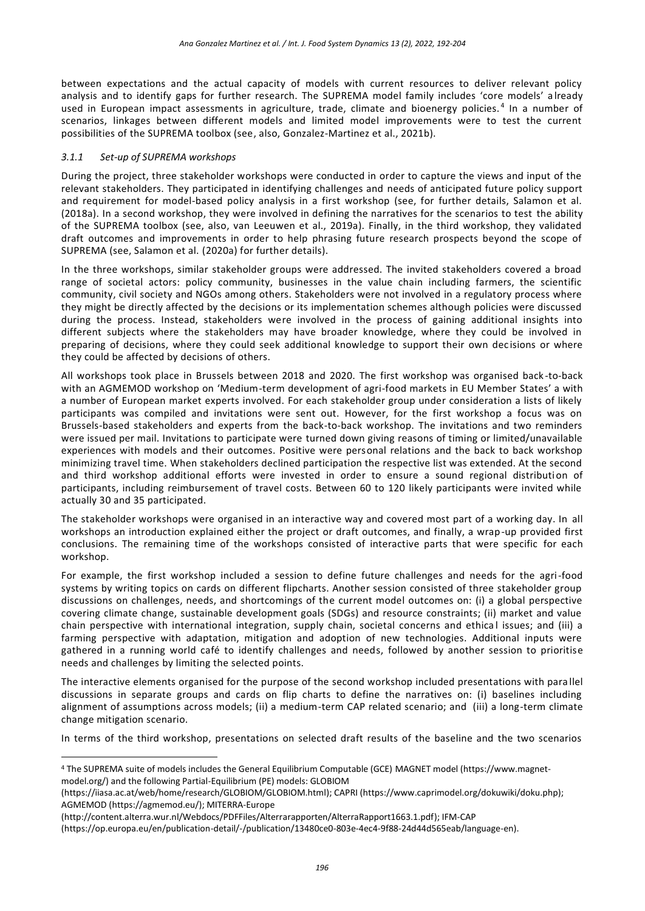between expectations and the actual capacity of models with current resources to deliver relevant policy analysis and to identify gaps for further research. The SUPREMA model family includes 'core models' already used in European impact assessments in agriculture, trade, climate and bioenergy policies.[4] In a number of scenarios, linkages between different models and limited model improvements were to test the current possibilities of the SUPREMA toolbox (see, also, Gonzalez-Martinez et al., 2021b).

### *3.1.1 Set-up of SUPREMA workshops*

During the project, three stakeholder workshops were conducted in order to capture the views and input of the relevant stakeholders. They participated in identifying challenges and needs of anticipated future policy support and requirement for model-based policy analysis in a first workshop (see, for further details, Salamon et al. (2018a). In a second workshop, they were involved in defining the narratives for the scenarios to test the ability of the SUPREMA toolbox (see, also, van Leeuwen et al., 2019a). Finally, in the third workshop, they validated draft outcomes and improvements in order to help phrasing future research prospects beyond the scope of SUPREMA (see, Salamon et al. (2020a) for further details).

In the three workshops, similar stakeholder groups were addressed. The invited stakeholders covered a broad range of societal actors: policy community, businesses in the value chain including farmers, the scientific community, civil society and NGOs among others. Stakeholders were not involved in a regulatory process where they might be directly affected by the decisions or its implementation schemes although policies were discussed during the process. Instead, stakeholders were involved in the process of gaining additional insights into different subjects where the stakeholders may have broader knowledge, where they could be involved in preparing of decisions, where they could seek additional knowledge to support their own decisions or where they could be affected by decisions of others.

All workshops took place in Brussels between 2018 and 2020. The first workshop was organised back-to-back with an AGMEMOD workshop on 'Medium-term development of agri-food markets in EU Member States' a with a number of European market experts involved. For each stakeholder group under consideration a lists of likely participants was compiled and invitations were sent out. However, for the first workshop a focus was on Brussels-based stakeholders and experts from the back-to-back workshop. The invitations and two reminders were issued per mail. Invitations to participate were turned down giving reasons of timing or limited/unavailable experiences with models and their outcomes. Positive were personal relations and the back to back workshop minimizing travel time. When stakeholders declined participation the respective list was extended. At the second and third workshop additional efforts were invested in order to ensure a sound regional distribution of participants, including reimbursement of travel costs. Between 60 to 120 likely participants were invited while actually 30 and 35 participated.

The stakeholder workshops were organised in an interactive way and covered most part of a working day. In all workshops an introduction explained either the project or draft outcomes, and finally, a wrap-up provided first conclusions. The remaining time of the workshops consisted of interactive parts that were specific for each workshop.

For example, the first workshop included a session to define future challenges and needs for the agri-food systems by writing topics on cards on different flipcharts. Another session consisted of three stakeholder group discussions on challenges, needs, and shortcomings of the current model outcomes on: (i) a global perspective covering climate change, sustainable development goals (SDGs) and resource constraints; (ii) market and value chain perspective with international integration, supply chain, societal concerns and ethical issues; and (iii) a farming perspective with adaptation, mitigation and adoption of new technologies. Additional inputs were gathered in a running world café to identify challenges and needs, followed by another session to prioritise needs and challenges by limiting the selected points.

The interactive elements organised for the purpose of the second workshop included presentations with parallel discussions in separate groups and cards on flip charts to define the narratives on: (i) baselines including alignment of assumptions across models; (ii) a medium-term CAP related scenario; and (iii) a long-term climate change mitigation scenario.

In terms of the third workshop, presentations on selected draft results of the baseline and the two scenarios

---

[4] The SUPREMA suite of models includes the General Equilibrium Computable (GCE) MAGNET model (https://www.magnet-model.org/) and the following Partial-Equilibrium (PE) models: GLOBIOM (https://iiasa.ac.at/web/home/research/GLOBIOM/GLOBIOM.html); CAPRI (https://www.caprimodel.org/dokuwiki/doku.php); AGMEMOD (https://agmemod.eu/); MITERRA-Europe (http://content.alterra.wur.nl/Webdocs/PDFFiles/Alterrarapporten/AlterraRapport1663.1.pdf); IFM-CAP (https://op.europa.eu/en/publication-detail/-/publication/13480ce0-803e-4ec4-9f88-24d44d565eab/language-en).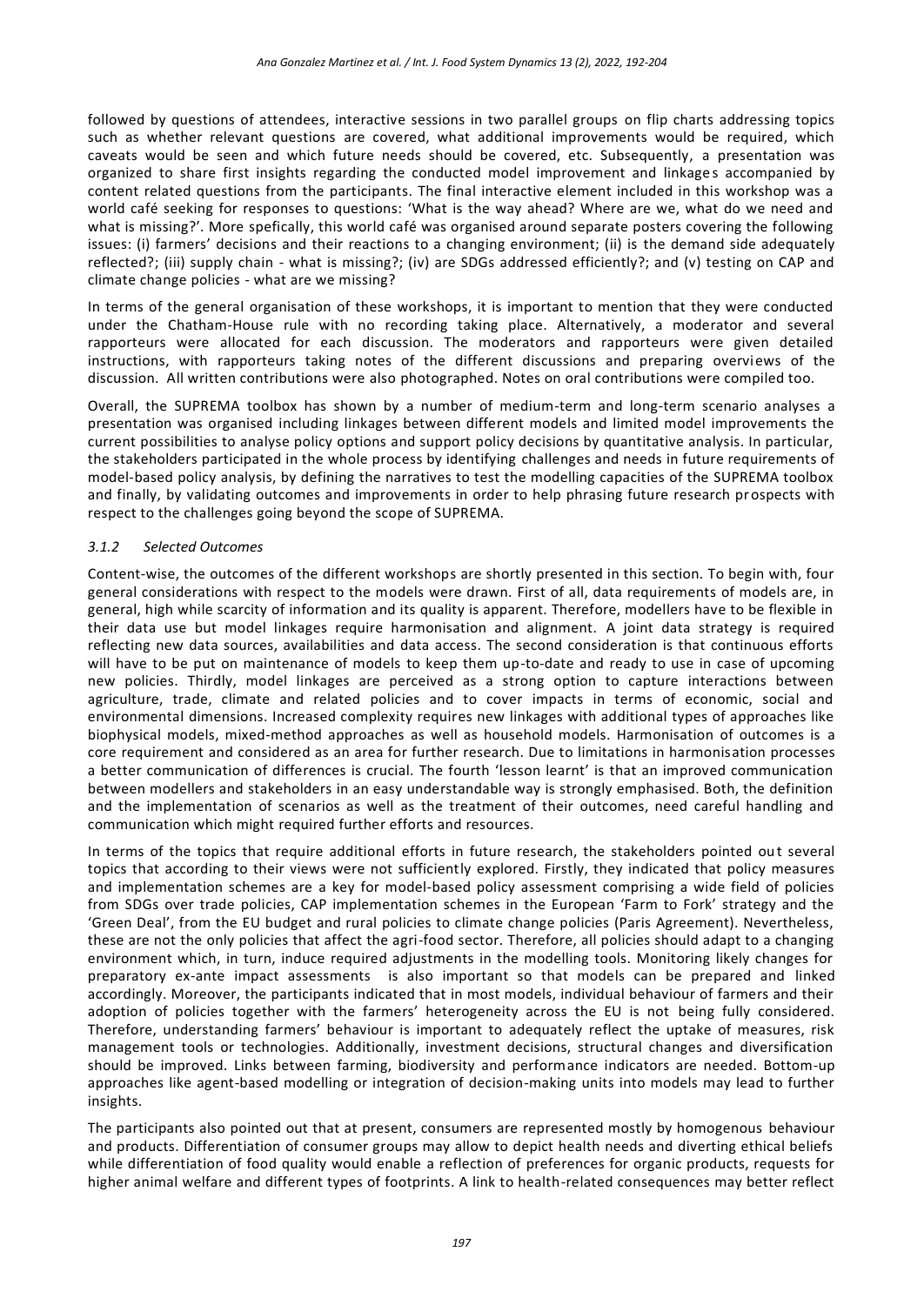followed by questions of attendees, interactive sessions in two parallel groups on flip charts addressing topics such as whether relevant questions are covered, what additional improvements would be required, which caveats would be seen and which future needs should be covered, etc. Subsequently, a presentation was organized to share first insights regarding the conducted model improvement and linkages accompanied by content related questions from the participants. The final interactive element included in this workshop was a world café seeking for responses to questions: 'What is the way ahead? Where are we, what do we need and what is missing?'. More spefically, this world café was organised around separate posters covering the following issues: (i) farmers' decisions and their reactions to a changing environment; (ii) is the demand side adequately reflected?; (iii) supply chain - what is missing?; (iv) are SDGs addressed efficiently?; and (v) testing on CAP and climate change policies - what are we missing?

In terms of the general organisation of these workshops, it is important to mention that they were conducted under the Chatham-House rule with no recording taking place. Alternatively, a moderator and several rapporteurs were allocated for each discussion. The moderators and rapporteurs were given detailed instructions, with rapporteurs taking notes of the different discussions and preparing overviews of the discussion. All written contributions were also photographed. Notes on oral contributions were compiled too.

Overall, the SUPREMA toolbox has shown by a number of medium-term and long-term scenario analyses a presentation was organised including linkages between different models and limited model improvements the current possibilities to analyse policy options and support policy decisions by quantitative analysis. In particular, the stakeholders participated in the whole process by identifying challenges and needs in future requirements of model-based policy analysis, by defining the narratives to test the modelling capacities of the SUPREMA toolbox and finally, by validating outcomes and improvements in order to help phrasing future research prospects with respect to the challenges going beyond the scope of SUPREMA.

### *3.1.2 Selected Outcomes*

Content-wise, the outcomes of the different workshops are shortly presented in this section. To begin with, four general considerations with respect to the models were drawn. First of all, data requirements of models are, in general, high while scarcity of information and its quality is apparent. Therefore, modellers have to be flexible in their data use but model linkages require harmonisation and alignment. A joint data strategy is required reflecting new data sources, availabilities and data access. The second consideration is that continuous efforts will have to be put on maintenance of models to keep them up-to-date and ready to use in case of upcoming new policies. Thirdly, model linkages are perceived as a strong option to capture interactions between agriculture, trade, climate and related policies and to cover impacts in terms of economic, social and environmental dimensions. Increased complexity requires new linkages with additional types of approaches like biophysical models, mixed-method approaches as well as household models. Harmonisation of outcomes is a core requirement and considered as an area for further research. Due to limitations in harmonisation processes a better communication of differences is crucial. The fourth 'lesson learnt' is that an improved communication between modellers and stakeholders in an easy understandable way is strongly emphasised. Both, the definition and the implementation of scenarios as well as the treatment of their outcomes, need careful handling and communication which might required further efforts and resources.

In terms of the topics that require additional efforts in future research, the stakeholders pointed out several topics that according to their views were not sufficiently explored. Firstly, they indicated that policy measures and implementation schemes are a key for model-based policy assessment comprising a wide field of policies from SDGs over trade policies, CAP implementation schemes in the European 'Farm to Fork' strategy and the 'Green Deal', from the EU budget and rural policies to climate change policies (Paris Agreement). Nevertheless, these are not the only policies that affect the agri-food sector. Therefore, all policies should adapt to a changing environment which, in turn, induce required adjustments in the modelling tools. Monitoring likely changes for preparatory ex-ante impact assessments is also important so that models can be prepared and linked accordingly. Moreover, the participants indicated that in most models, individual behaviour of farmers and their adoption of policies together with the farmers' heterogeneity across the EU is not being fully considered. Therefore, understanding farmers' behaviour is important to adequately reflect the uptake of measures, risk management tools or technologies. Additionally, investment decisions, structural changes and diversification should be improved. Links between farming, biodiversity and performance indicators are needed. Bottom-up approaches like agent-based modelling or integration of decision-making units into models may lead to further insights.

The participants also pointed out that at present, consumers are represented mostly by homogenous behaviour and products. Differentiation of consumer groups may allow to depict health needs and diverting ethical beliefs while differentiation of food quality would enable a reflection of preferences for organic products, requests for higher animal welfare and different types of footprints. A link to health-related consequences may better reflect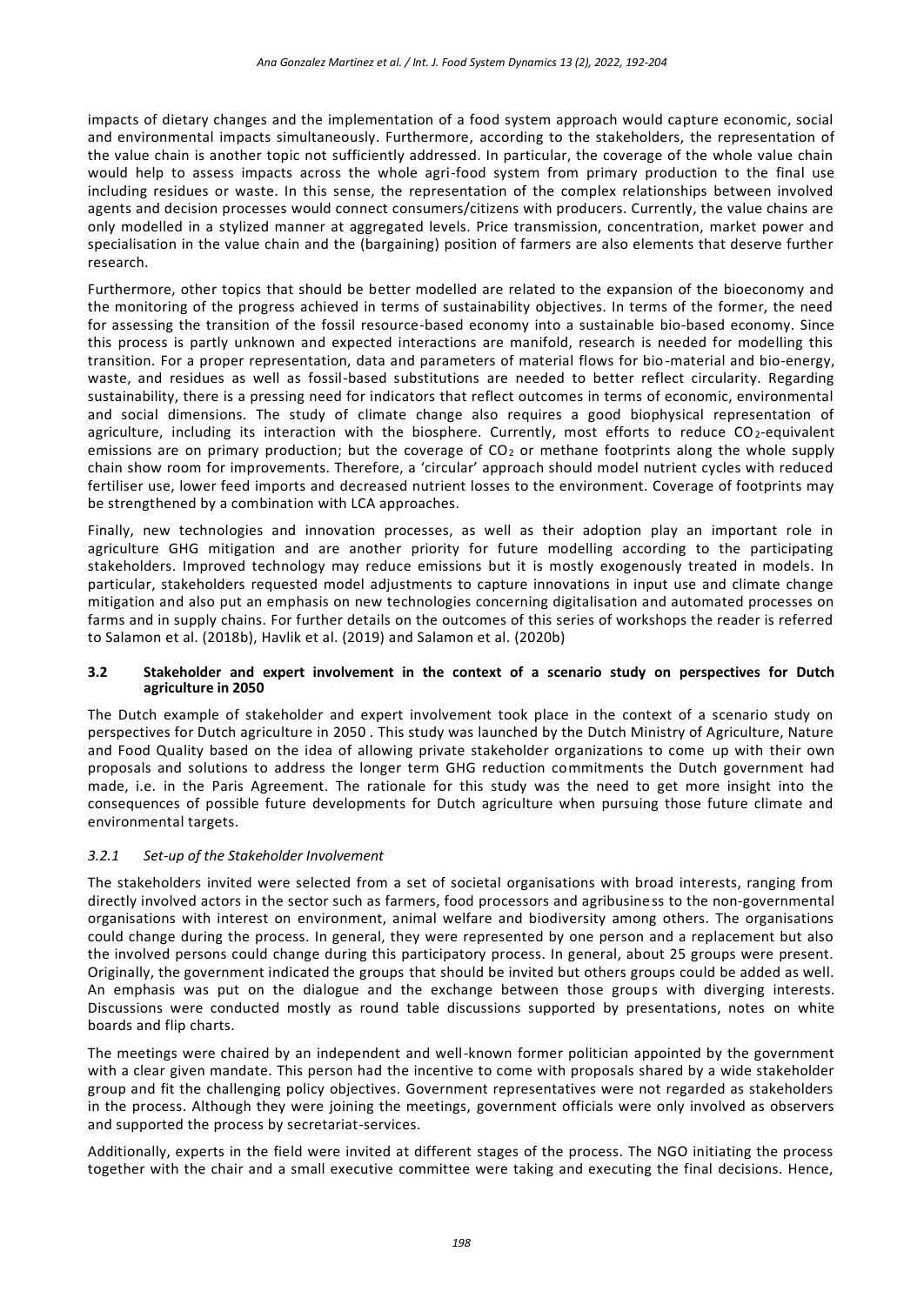impacts of dietary changes and the implementation of a food system approach would capture economic, social and environmental impacts simultaneously. Furthermore, according to the stakeholders, the representation of the value chain is another topic not sufficiently addressed. In particular, the coverage of the whole value chain would help to assess impacts across the whole agri-food system from primary production to the final use including residues or waste. In this sense, the representation of the complex relationships between involved agents and decision processes would connect consumers/citizens with producers. Currently, the value chains are only modelled in a stylized manner at aggregated levels. Price transmission, concentration, market power and specialisation in the value chain and the (bargaining) position of farmers are also elements that deserve further research.

Furthermore, other topics that should be better modelled are related to the expansion of the bioeconomy and the monitoring of the progress achieved in terms of sustainability objectives. In terms of the former, the need for assessing the transition of the fossil resource-based economy into a sustainable bio-based economy. Since this process is partly unknown and expected interactions are manifold, research is needed for modelling this transition. For a proper representation, data and parameters of material flows for bio-material and bio-energy, waste, and residues as well as fossil-based substitutions are needed to better reflect circularity. Regarding sustainability, there is a pressing need for indicators that reflect outcomes in terms of economic, environmental and social dimensions. The study of climate change also requires a good biophysical representation of agriculture, including its interaction with the biosphere. Currently, most efforts to reduce $CO_2$-equivalent emissions are on primary production; but the coverage of $CO_2$ or methane footprints along the whole supply chain show room for improvements. Therefore, a 'circular' approach should model nutrient cycles with reduced fertiliser use, lower feed imports and decreased nutrient losses to the environment. Coverage of footprints may be strengthened by a combination with LCA approaches.

Finally, new technologies and innovation processes, as well as their adoption play an important role in agriculture GHG mitigation and are another priority for future modelling according to the participating stakeholders. Improved technology may reduce emissions but it is mostly exogenously treated in models. In particular, stakeholders requested model adjustments to capture innovations in input use and climate change mitigation and also put an emphasis on new technologies concerning digitalisation and automated processes on farms and in supply chains. For further details on the outcomes of this series of workshops the reader is referred to Salamon et al. (2018b), Havlik et al. (2019) and Salamon et al. (2020b)

### 3.2 Stakeholder and expert involvement in the context of a scenario study on perspectives for Dutch agriculture in 2050

The Dutch example of stakeholder and expert involvement took place in the context of a scenario study on perspectives for Dutch agriculture in 2050 . This study was launched by the Dutch Ministry of Agriculture, Nature and Food Quality based on the idea of allowing private stakeholder organizations to come up with their own proposals and solutions to address the longer term GHG reduction commitments the Dutch government had made, i.e. in the Paris Agreement. The rationale for this study was the need to get more insight into the consequences of possible future developments for Dutch agriculture when pursuing those future climate and environmental targets.

#### *3.2.1 Set-up of the Stakeholder Involvement*

The stakeholders invited were selected from a set of societal organisations with broad interests, ranging from directly involved actors in the sector such as farmers, food processors and agribusiness to the non-governmental organisations with interest on environment, animal welfare and biodiversity among others. The organisations could change during the process. In general, they were represented by one person and a replacement but also the involved persons could change during this participatory process. In general, about 25 groups were present. Originally, the government indicated the groups that should be invited but others groups could be added as well. An emphasis was put on the dialogue and the exchange between those groups with diverging interests. Discussions were conducted mostly as round table discussions supported by presentations, notes on white boards and flip charts.

The meetings were chaired by an independent and well-known former politician appointed by the government with a clear given mandate. This person had the incentive to come with proposals shared by a wide stakeholder group and fit the challenging policy objectives. Government representatives were not regarded as stakeholders in the process. Although they were joining the meetings, government officials were only involved as observers and supported the process by secretariat-services.

Additionally, experts in the field were invited at different stages of the process. The NGO initiating the process together with the chair and a small executive committee were taking and executing the final decisions. Hence,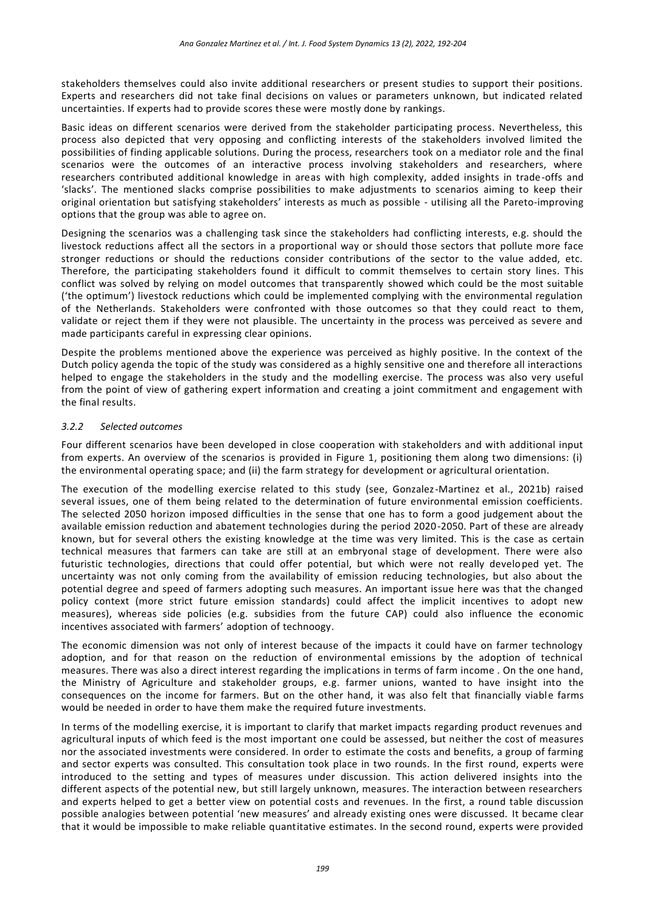stakeholders themselves could also invite additional researchers or present studies to support their positions. Experts and researchers did not take final decisions on values or parameters unknown, but indicated related uncertainties. If experts had to provide scores these were mostly done by rankings.

Basic ideas on different scenarios were derived from the stakeholder participating process. Nevertheless, this process also depicted that very opposing and conflicting interests of the stakeholders involved limited the possibilities of finding applicable solutions. During the process, researchers took on a mediator role and the final scenarios were the outcomes of an interactive process involving stakeholders and researchers, where researchers contributed additional knowledge in areas with high complexity, added insights in trade-offs and 'slacks'. The mentioned slacks comprise possibilities to make adjustments to scenarios aiming to keep their original orientation but satisfying stakeholders' interests as much as possible - utilising all the Pareto-improving options that the group was able to agree on.

Designing the scenarios was a challenging task since the stakeholders had conflicting interests, e.g. should the livestock reductions affect all the sectors in a proportional way or should those sectors that pollute more face stronger reductions or should the reductions consider contributions of the sector to the value added, etc. Therefore, the participating stakeholders found it difficult to commit themselves to certain story lines. This conflict was solved by relying on model outcomes that transparently showed which could be the most suitable ('the optimum') livestock reductions which could be implemented complying with the environmental regulation of the Netherlands. Stakeholders were confronted with those outcomes so that they could react to them, validate or reject them if they were not plausible. The uncertainty in the process was perceived as severe and made participants careful in expressing clear opinions.

Despite the problems mentioned above the experience was perceived as highly positive. In the context of the Dutch policy agenda the topic of the study was considered as a highly sensitive one and therefore all interactions helped to engage the stakeholders in the study and the modelling exercise. The process was also very useful from the point of view of gathering expert information and creating a joint commitment and engagement with the final results.

### *3.2.2 Selected outcomes*

Four different scenarios have been developed in close cooperation with stakeholders and with additional input from experts. An overview of the scenarios is provided in Figure 1, positioning them along two dimensions: (i) the environmental operating space; and (ii) the farm strategy for development or agricultural orientation.

The execution of the modelling exercise related to this study (see, Gonzalez-Martinez et al., 2021b) raised several issues, one of them being related to the determination of future environmental emission coefficients. The selected 2050 horizon imposed difficulties in the sense that one has to form a good judgement about the available emission reduction and abatement technologies during the period 2020-2050. Part of these are already known, but for several others the existing knowledge at the time was very limited. This is the case as certain technical measures that farmers can take are still at an embryonal stage of development. There were also futuristic technologies, directions that could offer potential, but which were not really developed yet. The uncertainty was not only coming from the availability of emission reducing technologies, but also about the potential degree and speed of farmers adopting such measures. An important issue here was that the changed policy context (more strict future emission standards) could affect the implicit incentives to adopt new measures), whereas side policies (e.g. subsidies from the future CAP) could also influence the economic incentives associated with farmers' adoption of technoogy.

The economic dimension was not only of interest because of the impacts it could have on farmer technology adoption, and for that reason on the reduction of environmental emissions by the adoption of technical measures. There was also a direct interest regarding the implications in terms of farm income . On the one hand, the Ministry of Agriculture and stakeholder groups, e.g. farmer unions, wanted to have insight into the consequences on the income for farmers. But on the other hand, it was also felt that financially viable farms would be needed in order to have them make the required future investments.

In terms of the modelling exercise, it is important to clarify that market impacts regarding product revenues and agricultural inputs of which feed is the most important one could be assessed, but neither the cost of measures nor the associated investments were considered. In order to estimate the costs and benefits, a group of farming and sector experts was consulted. This consultation took place in two rounds. In the first round, experts were introduced to the setting and types of measures under discussion. This action delivered insights into the different aspects of the potential new, but still largely unknown, measures. The interaction between researchers and experts helped to get a better view on potential costs and revenues. In the first, a round table discussion possible analogies between potential 'new measures' and already existing ones were discussed. It became clear that it would be impossible to make reliable quantitative estimates. In the second round, experts were provided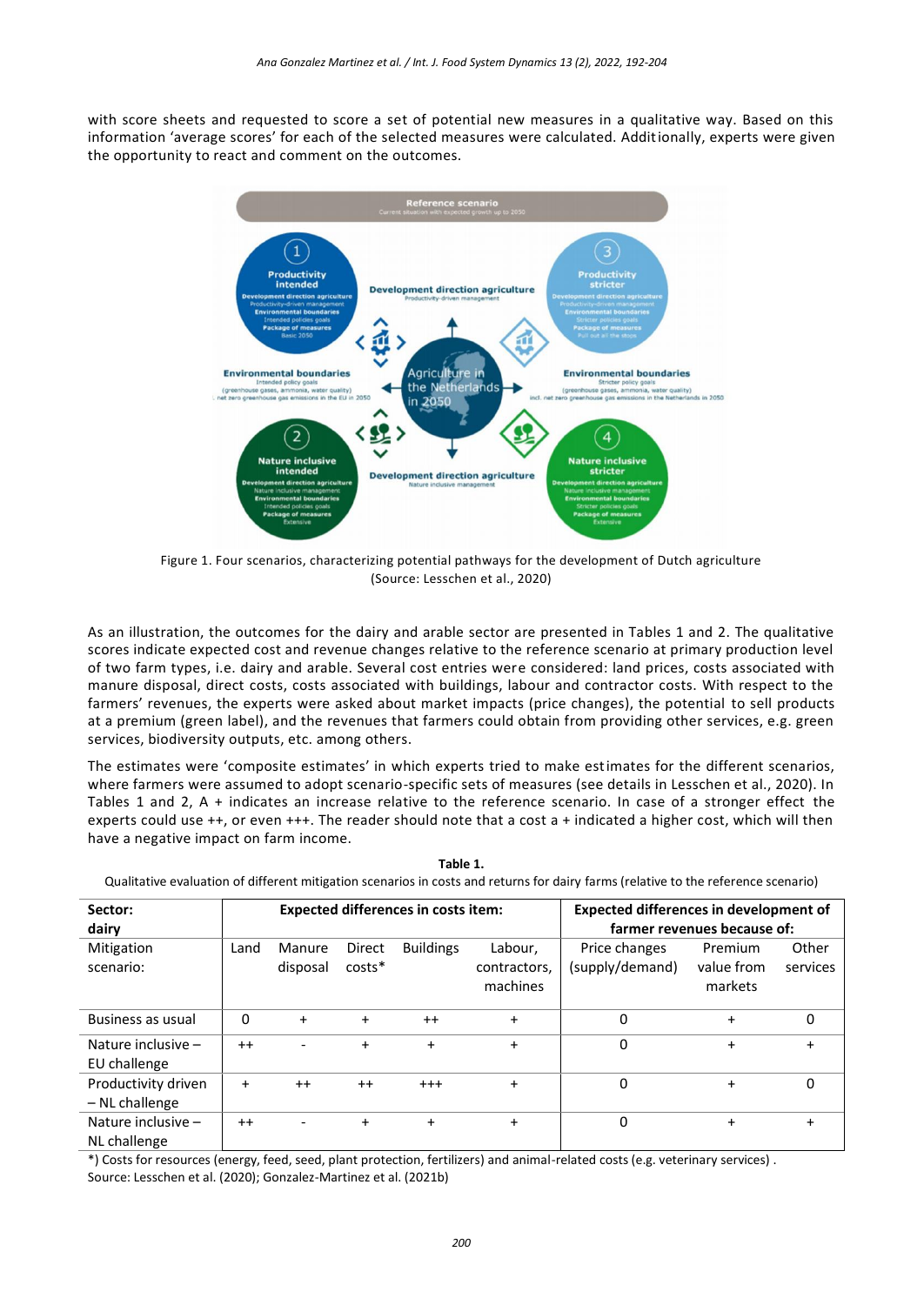with score sheets and requested to score a set of potential new measures in a qualitative way. Based on this information 'average scores' for each of the selected measures were calculated. Additionally, experts were given the opportunity to react and comment on the outcomes.

Figure 1. Four scenarios, characterizing potential pathways for the development of Dutch agriculture (Source: Lesschen et al., 2020)

As an illustration, the outcomes for the dairy and arable sector are presented in Tables 1 and 2. The qualitative scores indicate expected cost and revenue changes relative to the reference scenario at primary production level of two farm types, i.e. dairy and arable. Several cost entries were considered: land prices, costs associated with manure disposal, direct costs, costs associated with buildings, labour and contractor costs. With respect to the farmers' revenues, the experts were asked about market impacts (price changes), the potential to sell products at a premium (green label), and the revenues that farmers could obtain from providing other services, e.g. green services, biodiversity outputs, etc. among others.

The estimates were 'composite estimates' in which experts tried to make estimates for the different scenarios, where farmers were assumed to adopt scenario-specific sets of measures (see details in Lesschen et al., 2020). In Tables 1 and 2, A + indicates an increase relative to the reference scenario. In case of a stronger effect the experts could use ++, or even +++. The reader should note that a cost a + indicated a higher cost, which will then have a negative impact on farm income.

**Table 1.**
Qualitative evaluation of different mitigation scenarios in costs and returns for dairy farms (relative to the reference scenario)

| Sector: dairy | Expected differences in costs item: | | | | | Expected differences in development of farmer revenues because of: | | |
|---|---|---|---|---|---|---|---|---|
| Mitigation scenario: | Land | Manure disposal | Direct costs* | Buildings | Labour, contractors, machines | Price changes (supply/demand) | Premium value from markets | Other services |
| Business as usual | 0 | + | + | ++ | + | 0 | + | 0 |
| Nature inclusive – EU challenge | ++ | - | + | + | + | 0 | + | + |
| Productivity driven – NL challenge | + | ++ | ++ | +++ | + | 0 | + | 0 |
| Nature inclusive – NL challenge | ++ | - | + | + | + | 0 | + | + |

*) Costs for resources (energy, feed, seed, plant protection, fertilizers) and animal-related costs (e.g. veterinary services).
Source: Lesschen et al. (2020); Gonzalez-Martinez et al. (2021b)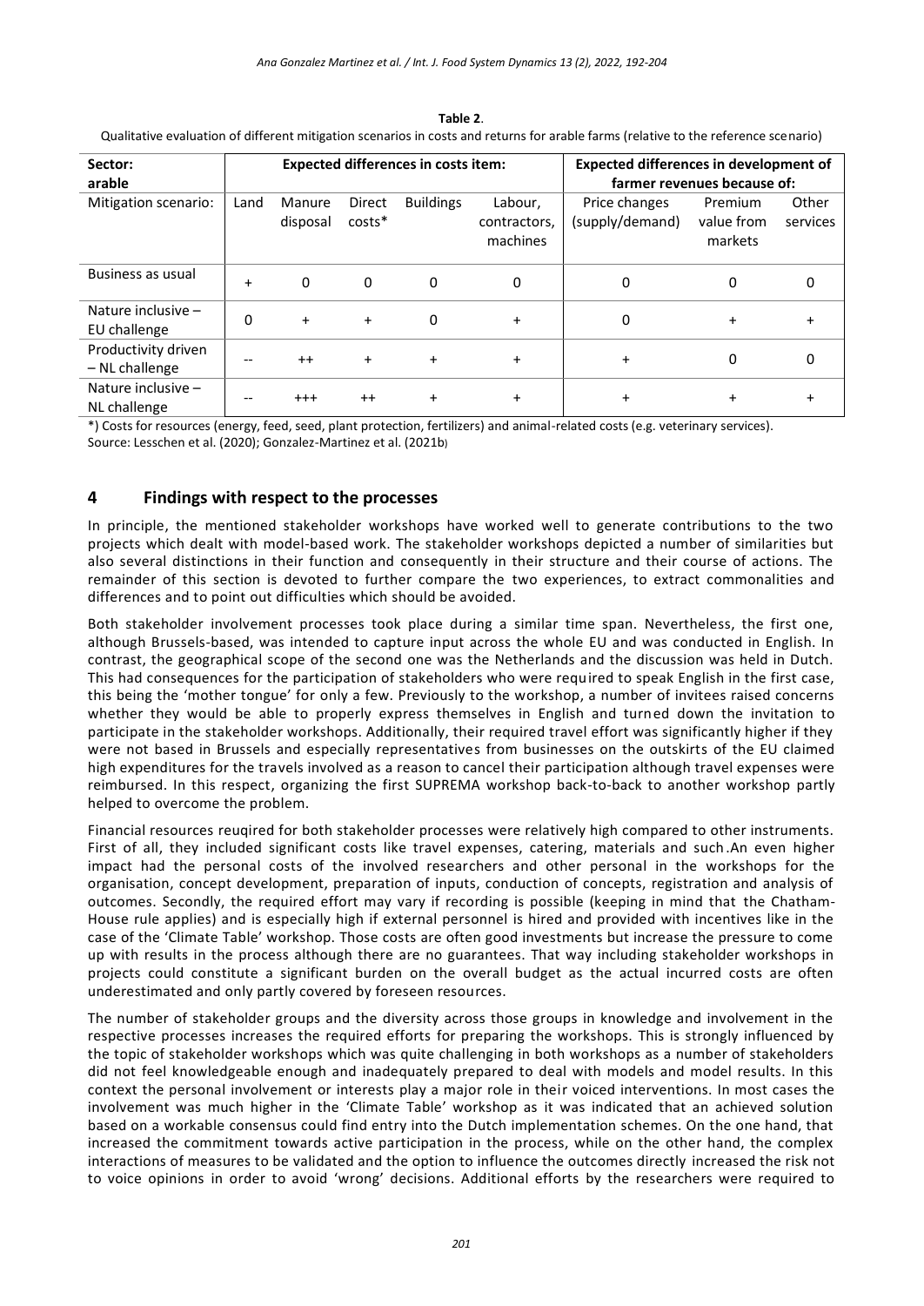**Table 2**.
Qualitative evaluation of different mitigation scenarios in costs and returns for arable farms (relative to the reference scenario)

| Sector: arable | Expected differences in costs item: | | | | | Expected differences in development of farmer revenues because of: | | |
|---|---|---|---|---|---|---|---|---|
| Mitigation scenario: | Land | Manure disposal | Direct costs* | Buildings | Labour, contractors, machines | Price changes (supply/demand) | Premium value from markets | Other services |
| Business as usual | + | 0 | 0 | 0 | 0 | 0 | 0 | 0 |
| Nature inclusive – EU challenge | 0 | + | + | 0 | + | 0 | + | + |
| Productivity driven – NL challenge | -- | ++ | + | + | + | + | 0 | 0 |
| Nature inclusive – NL challenge | -- | +++ | ++ | + | + | + | + | + |

*) Costs for resources (energy, feed, seed, plant protection, fertilizers) and animal-related costs (e.g. veterinary services).
Source: Lesschen et al. (2020); Gonzalez-Martinez et al. (2021b)

## 4 Findings with respect to the processes

In principle, the mentioned stakeholder workshops have worked well to generate contributions to the two projects which dealt with model-based work. The stakeholder workshops depicted a number of similarities but also several distinctions in their function and consequently in their structure and their course of actions. The remainder of this section is devoted to further compare the two experiences, to extract commonalities and differences and to point out difficulties which should be avoided.

Both stakeholder involvement processes took place during a similar time span. Nevertheless, the first one, although Brussels-based, was intended to capture input across the whole EU and was conducted in English. In contrast, the geographical scope of the second one was the Netherlands and the discussion was held in Dutch. This had consequences for the participation of stakeholders who were required to speak English in the first case, this being the 'mother tongue' for only a few. Previously to the workshop, a number of invitees raised concerns whether they would be able to properly express themselves in English and turned down the invitation to participate in the stakeholder workshops. Additionally, their required travel effort was significantly higher if they were not based in Brussels and especially representatives from businesses on the outskirts of the EU claimed high expenditures for the travels involved as a reason to cancel their participation although travel expenses were reimbursed. In this respect, organizing the first SUPREMA workshop back-to-back to another workshop partly helped to overcome the problem.

Financial resources reuqired for both stakeholder processes were relatively high compared to other instruments. First of all, they included significant costs like travel expenses, catering, materials and such.An even higher impact had the personal costs of the involved researchers and other personal in the workshops for the organisation, concept development, preparation of inputs, conduction of concepts, registration and analysis of outcomes. Secondly, the required effort may vary if recording is possible (keeping in mind that the Chatham-House rule applies) and is especially high if external personnel is hired and provided with incentives like in the case of the 'Climate Table' workshop. Those costs are often good investments but increase the pressure to come up with results in the process although there are no guarantees. That way including stakeholder workshops in projects could constitute a significant burden on the overall budget as the actual incurred costs are often underestimated and only partly covered by foreseen resources.

The number of stakeholder groups and the diversity across those groups in knowledge and involvement in the respective processes increases the required efforts for preparing the workshops. This is strongly influenced by the topic of stakeholder workshops which was quite challenging in both workshops as a number of stakeholders did not feel knowledgeable enough and inadequately prepared to deal with models and model results. In this context the personal involvement or interests play a major role in their voiced interventions. In most cases the involvement was much higher in the 'Climate Table' workshop as it was indicated that an achieved solution based on a workable consensus could find entry into the Dutch implementation schemes. On the one hand, that increased the commitment towards active participation in the process, while on the other hand, the complex interactions of measures to be validated and the option to influence the outcomes directly increased the risk not to voice opinions in order to avoid 'wrong' decisions. Additional efforts by the researchers were required to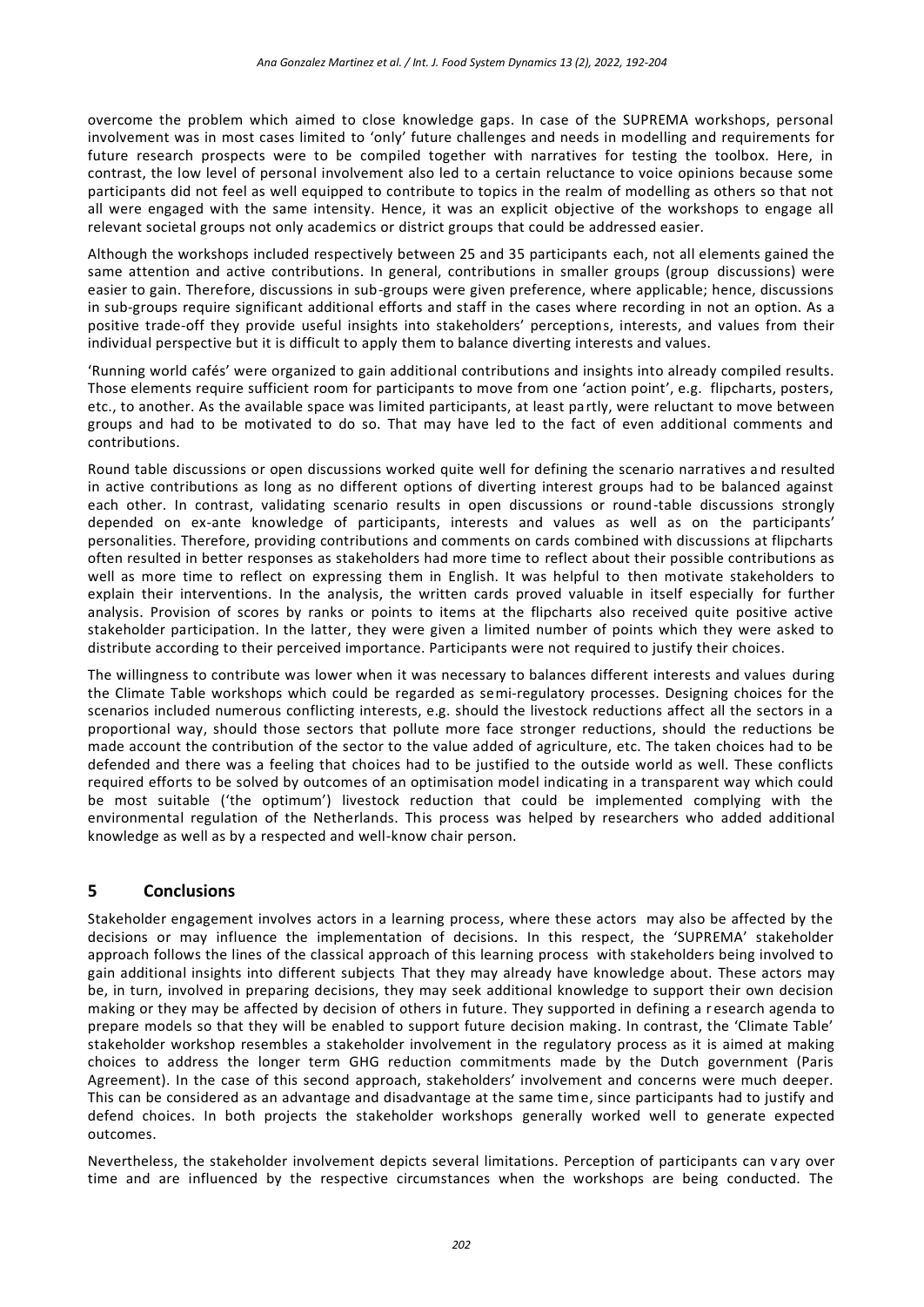overcome the problem which aimed to close knowledge gaps. In case of the SUPREMA workshops, personal involvement was in most cases limited to 'only' future challenges and needs in modelling and requirements for future research prospects were to be compiled together with narratives for testing the toolbox. Here, in contrast, the low level of personal involvement also led to a certain reluctance to voice opinions because some participants did not feel as well equipped to contribute to topics in the realm of modelling as others so that not all were engaged with the same intensity. Hence, it was an explicit objective of the workshops to engage all relevant societal groups not only academics or district groups that could be addressed easier.

Although the workshops included respectively between 25 and 35 participants each, not all elements gained the same attention and active contributions. In general, contributions in smaller groups (group discussions) were easier to gain. Therefore, discussions in sub-groups were given preference, where applicable; hence, discussions in sub-groups require significant additional efforts and staff in the cases where recording in not an option. As a positive trade-off they provide useful insights into stakeholders' perceptions, interests, and values from their individual perspective but it is difficult to apply them to balance diverting interests and values.

'Running world cafés' were organized to gain additional contributions and insights into already compiled results. Those elements require sufficient room for participants to move from one 'action point', e.g. flipcharts, posters, etc., to another. As the available space was limited participants, at least partly, were reluctant to move between groups and had to be motivated to do so. That may have led to the fact of even additional comments and contributions.

Round table discussions or open discussions worked quite well for defining the scenario narratives and resulted in active contributions as long as no different options of diverting interest groups had to be balanced against each other. In contrast, validating scenario results in open discussions or round-table discussions strongly depended on ex-ante knowledge of participants, interests and values as well as on the participants' personalities. Therefore, providing contributions and comments on cards combined with discussions at flipcharts often resulted in better responses as stakeholders had more time to reflect about their possible contributions as well as more time to reflect on expressing them in English. It was helpful to then motivate stakeholders to explain their interventions. In the analysis, the written cards proved valuable in itself especially for further analysis. Provision of scores by ranks or points to items at the flipcharts also received quite positive active stakeholder participation. In the latter, they were given a limited number of points which they were asked to distribute according to their perceived importance. Participants were not required to justify their choices.

The willingness to contribute was lower when it was necessary to balances different interests and values during the Climate Table workshops which could be regarded as semi-regulatory processes. Designing choices for the scenarios included numerous conflicting interests, e.g. should the livestock reductions affect all the sectors in a proportional way, should those sectors that pollute more face stronger reductions, should the reductions be made account the contribution of the sector to the value added of agriculture, etc. The taken choices had to be defended and there was a feeling that choices had to be justified to the outside world as well. These conflicts required efforts to be solved by outcomes of an optimisation model indicating in a transparent way which could be most suitable ('the optimum') livestock reduction that could be implemented complying with the environmental regulation of the Netherlands. This process was helped by researchers who added additional knowledge as well as by a respected and well-know chair person.

## 5 Conclusions

Stakeholder engagement involves actors in a learning process, where these actors may also be affected by the decisions or may influence the implementation of decisions. In this respect, the 'SUPREMA' stakeholder approach follows the lines of the classical approach of this learning process with stakeholders being involved to gain additional insights into different subjects That they may already have knowledge about. These actors may be, in turn, involved in preparing decisions, they may seek additional knowledge to support their own decision making or they may be affected by decision of others in future. They supported in defining a research agenda to prepare models so that they will be enabled to support future decision making. In contrast, the 'Climate Table' stakeholder workshop resembles a stakeholder involvement in the regulatory process as it is aimed at making choices to address the longer term GHG reduction commitments made by the Dutch government (Paris Agreement). In the case of this second approach, stakeholders' involvement and concerns were much deeper. This can be considered as an advantage and disadvantage at the same time, since participants had to justify and defend choices. In both projects the stakeholder workshops generally worked well to generate expected outcomes.

Nevertheless, the stakeholder involvement depicts several limitations. Perception of participants can vary over time and are influenced by the respective circumstances when the workshops are being conducted. The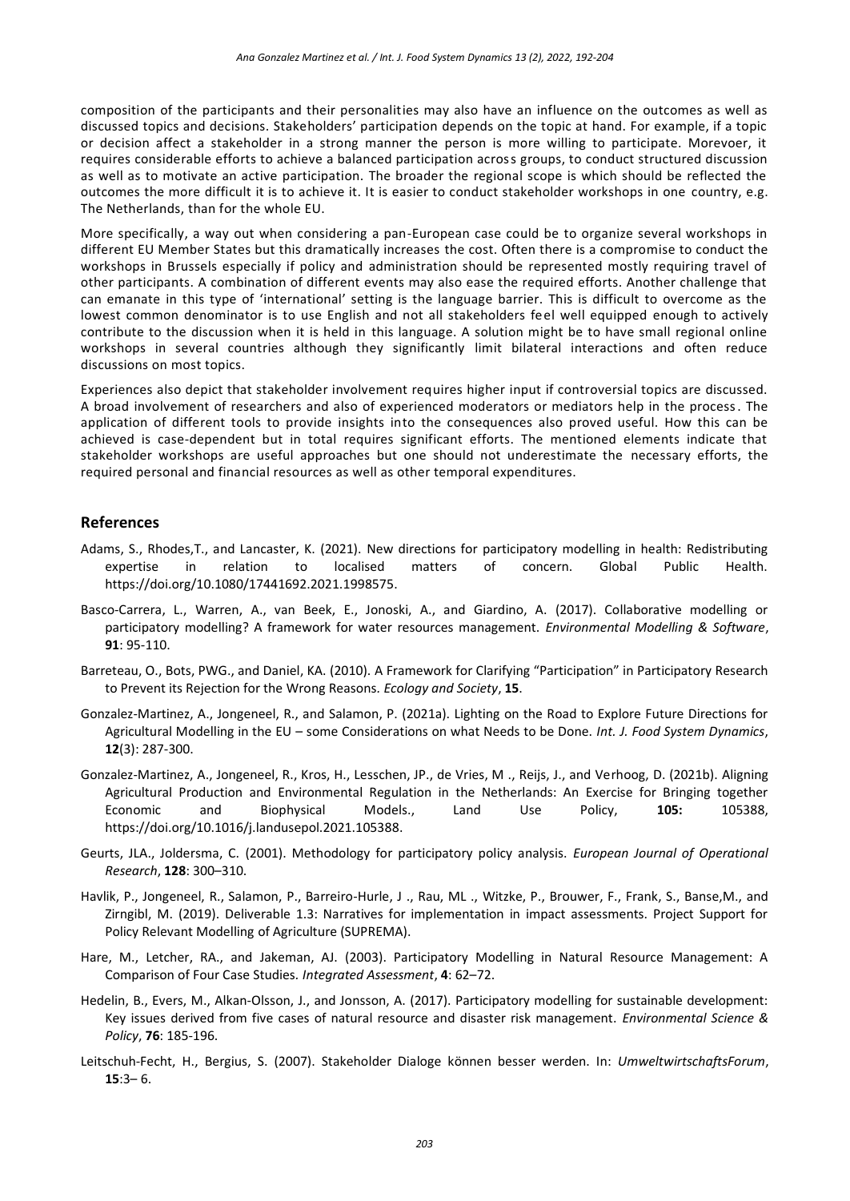composition of the participants and their personalities may also have an influence on the outcomes as well as discussed topics and decisions. Stakeholders' participation depends on the topic at hand. For example, if a topic or decision affect a stakeholder in a strong manner the person is more willing to participate. Morevoer, it requires considerable efforts to achieve a balanced participation across groups, to conduct structured discussion as well as to motivate an active participation. The broader the regional scope is which should be reflected the outcomes the more difficult it is to achieve it. It is easier to conduct stakeholder workshops in one country, e.g. The Netherlands, than for the whole EU.

More specifically, a way out when considering a pan-European case could be to organize several workshops in different EU Member States but this dramatically increases the cost. Often there is a compromise to conduct the workshops in Brussels especially if policy and administration should be represented mostly requiring travel of other participants. A combination of different events may also ease the required efforts. Another challenge that can emanate in this type of 'international' setting is the language barrier. This is difficult to overcome as the lowest common denominator is to use English and not all stakeholders feel well equipped enough to actively contribute to the discussion when it is held in this language. A solution might be to have small regional online workshops in several countries although they significantly limit bilateral interactions and often reduce discussions on most topics.

Experiences also depict that stakeholder involvement requires higher input if controversial topics are discussed. A broad involvement of researchers and also of experienced moderators or mediators help in the process. The application of different tools to provide insights into the consequences also proved useful. How this can be achieved is case-dependent but in total requires significant efforts. The mentioned elements indicate that stakeholder workshops are useful approaches but one should not underestimate the necessary efforts, the required personal and financial resources as well as other temporal expenditures.

## References

Adams, S., Rhodes,T., and Lancaster, K. (2021). New directions for participatory modelling in health: Redistributing expertise in relation to localised matters of concern. Global Public Health. https://doi.org/10.1080/17441692.2021.1998575.

Basco-Carrera, L., Warren, A., van Beek, E., Jonoski, A., and Giardino, A. (2017). Collaborative modelling or participatory modelling? A framework for water resources management. *Environmental Modelling & Software*, **91**: 95-110.

Barreteau, O., Bots, PWG., and Daniel, KA. (2010). A Framework for Clarifying "Participation" in Participatory Research to Prevent its Rejection for the Wrong Reasons. *Ecology and Society*, **15**.

Gonzalez-Martinez, A., Jongeneel, R., and Salamon, P. (2021a). Lighting on the Road to Explore Future Directions for Agricultural Modelling in the EU – some Considerations on what Needs to be Done. *Int. J. Food System Dynamics*, **12**(3): 287-300.

Gonzalez-Martinez, A., Jongeneel, R., Kros, H., Lesschen, JP., de Vries, M ., Reijs, J., and Verhoog, D. (2021b). Aligning Agricultural Production and Environmental Regulation in the Netherlands: An Exercise for Bringing together Economic and Biophysical Models., Land Use Policy, **105:** 105388, https://doi.org/10.1016/j.landusepol.2021.105388.

Geurts, JLA., Joldersma, C. (2001). Methodology for participatory policy analysis. *European Journal of Operational Research*, **128**: 300–310.

Havlik, P., Jongeneel, R., Salamon, P., Barreiro-Hurle, J ., Rau, ML ., Witzke, P., Brouwer, F., Frank, S., Banse,M., and Zirngibl, M. (2019). Deliverable 1.3: Narratives for implementation in impact assessments. Project Support for Policy Relevant Modelling of Agriculture (SUPREMA).

Hare, M., Letcher, RA., and Jakeman, AJ. (2003). Participatory Modelling in Natural Resource Management: A Comparison of Four Case Studies. *Integrated Assessment*, **4**: 62–72.

Hedelin, B., Evers, M., Alkan-Olsson, J., and Jonsson, A. (2017). Participatory modelling for sustainable development: Key issues derived from five cases of natural resource and disaster risk management. *Environmental Science & Policy*, **76**: 185-196.

Leitschuh-Fecht, H., Bergius, S. (2007). Stakeholder Dialoge können besser werden. In: *UmweltwirtschaftsForum*, **15**:3– 6.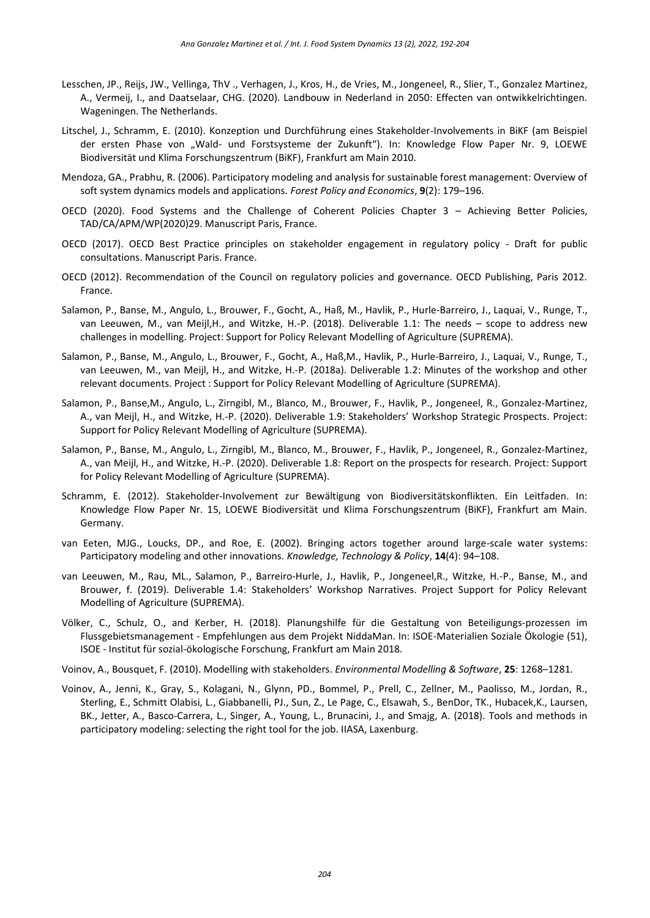Lesschen, JP., Reijs, JW., Vellinga, ThV ., Verhagen, J., Kros, H., de Vries, M., Jongeneel, R., Slier, T., Gonzalez Martinez, A., Vermeij, I., and Daatselaar, CHG. (2020). Landbouw in Nederland in 2050: Effecten van ontwikkelrichtingen. Wageningen. The Netherlands.

Litschel, J., Schramm, E. (2010). Konzeption und Durchführung eines Stakeholder-Involvements in BiKF (am Beispiel der ersten Phase von „Wald- und Forstsysteme der Zukunft"). In: Knowledge Flow Paper Nr. 9, LOEWE Biodiversität und Klima Forschungszentrum (BiKF), Frankfurt am Main 2010.

Mendoza, GA., Prabhu, R. (2006). Participatory modeling and analysis for sustainable forest management: Overview of soft system dynamics models and applications. *Forest Policy and Economics*, **9**(2): 179–196.

OECD (2020). Food Systems and the Challenge of Coherent Policies Chapter 3 – Achieving Better Policies, TAD/CA/APM/WP(2020)29. Manuscript Paris, France.

OECD (2017). OECD Best Practice principles on stakeholder engagement in regulatory policy - Draft for public consultations. Manuscript Paris. France.

OECD (2012). Recommendation of the Council on regulatory policies and governance. OECD Publishing, Paris 2012. France.

Salamon, P., Banse, M., Angulo, L., Brouwer, F., Gocht, A., Haß, M., Havlik, P., Hurle-Barreiro, J., Laquai, V., Runge, T., van Leeuwen, M., van Meijl,H., and Witzke, H.-P. (2018). Deliverable 1.1: The needs – scope to address new challenges in modelling. Project: Support for Policy Relevant Modelling of Agriculture (SUPREMA).

Salamon, P., Banse, M., Angulo, L., Brouwer, F., Gocht, A., Haß,M., Havlik, P., Hurle-Barreiro, J., Laquai, V., Runge, T., van Leeuwen, M., van Meijl, H., and Witzke, H.-P. (2018a). Deliverable 1.2: Minutes of the workshop and other relevant documents. Project : Support for Policy Relevant Modelling of Agriculture (SUPREMA).

Salamon, P., Banse,M., Angulo, L., Zirngibl, M., Blanco, M., Brouwer, F., Havlik, P., Jongeneel, R., Gonzalez-Martinez, A., van Meijl, H., and Witzke, H.-P. (2020). Deliverable 1.9: Stakeholders' Workshop Strategic Prospects. Project: Support for Policy Relevant Modelling of Agriculture (SUPREMA).

Salamon, P., Banse, M., Angulo, L., Zirngibl, M., Blanco, M., Brouwer, F., Havlik, P., Jongeneel, R., Gonzalez-Martinez, A., van Meijl, H., and Witzke, H.-P. (2020). Deliverable 1.8: Report on the prospects for research. Project: Support for Policy Relevant Modelling of Agriculture (SUPREMA).

Schramm, E. (2012). Stakeholder-Involvement zur Bewältigung von Biodiversitätskonflikten. Ein Leitfaden. In: Knowledge Flow Paper Nr. 15, LOEWE Biodiversität und Klima Forschungszentrum (BiKF), Frankfurt am Main. Germany.

van Eeten, MJG., Loucks, DP., and Roe, E. (2002). Bringing actors together around large-scale water systems: Participatory modeling and other innovations. *Knowledge, Technology & Policy*, **14**(4): 94–108.

van Leeuwen, M., Rau, ML., Salamon, P., Barreiro-Hurle, J., Havlik, P., Jongeneel,R., Witzke, H.-P., Banse, M., and Brouwer, f. (2019). Deliverable 1.4: Stakeholders' Workshop Narratives. Project Support for Policy Relevant Modelling of Agriculture (SUPREMA).

Völker, C., Schulz, O., and Kerber, H. (2018). Planungshilfe für die Gestaltung von Beteiligungs-prozessen im Flussgebietsmanagement - Empfehlungen aus dem Projekt NiddaMan. In: ISOE-Materialien Soziale Ökologie (51), ISOE - Institut für sozial-ökologische Forschung, Frankfurt am Main 2018.

Voinov, A., Bousquet, F. (2010). Modelling with stakeholders. *Environmental Modelling & Software*, **25**: 1268–1281.

Voinov, A., Jenni, K., Gray, S., Kolagani, N., Glynn, PD., Bommel, P., Prell, C., Zellner, M., Paolisso, M., Jordan, R., Sterling, E., Schmitt Olabisi, L., Giabbanelli, PJ., Sun, Z., Le Page, C., Elsawah, S., BenDor, TK., Hubacek,K., Laursen, BK., Jetter, A., Basco-Carrera, L., Singer, A., Young, L., Brunacini, J., and Smajg, A. (2018). Tools and methods in participatory modeling: selecting the right tool for the job. IIASA, Laxenburg.